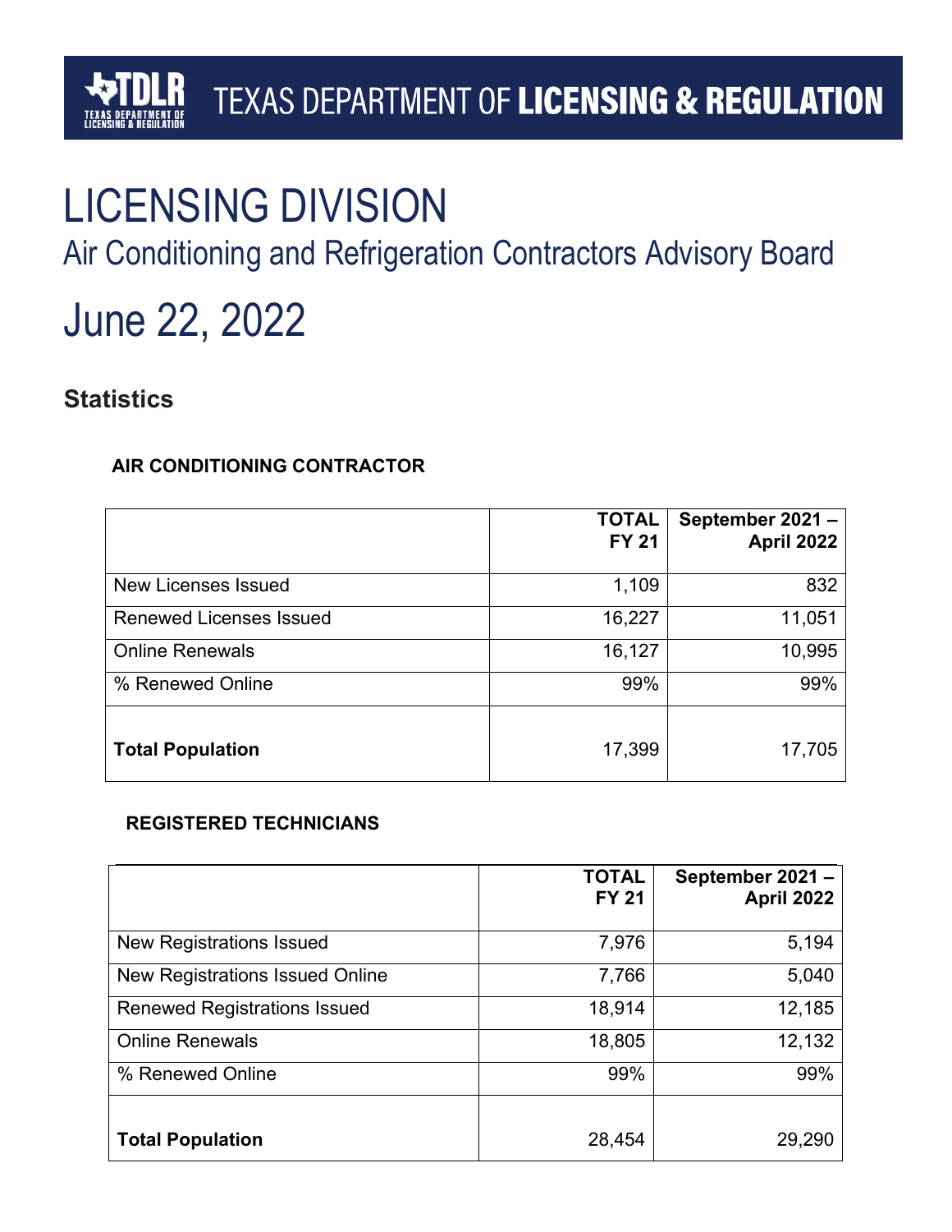TEXAS DEPARTMENT OF **LICENSING & REGULATION**

# LICENSING DIVISION

## Air Conditioning and Refrigeration Contractors Advisory Board

# June 22, 2022

## Statistics

### AIR CONDITIONING CONTRACTOR

| | TOTAL FY 21 | September 2021 – April 2022 |
|---|---:|---:|
| New Licenses Issued | 1,109 | 832 |
| Renewed Licenses Issued | 16,227 | 11,051 |
| Online Renewals | 16,127 | 10,995 |
| % Renewed Online | 99% | 99% |
| **Total Population** | 17,399 | 17,705 |

### REGISTERED TECHNICIANS

| | TOTAL FY 21 | September 2021 – April 2022 |
|---|---:|---:|
| New Registrations Issued | 7,976 | 5,194 |
| New Registrations Issued Online | 7,766 | 5,040 |
| Renewed Registrations Issued | 18,914 | 12,185 |
| Online Renewals | 18,805 | 12,132 |
| % Renewed Online | 99% | 99% |
| **Total Population** | 28,454 | 29,290 |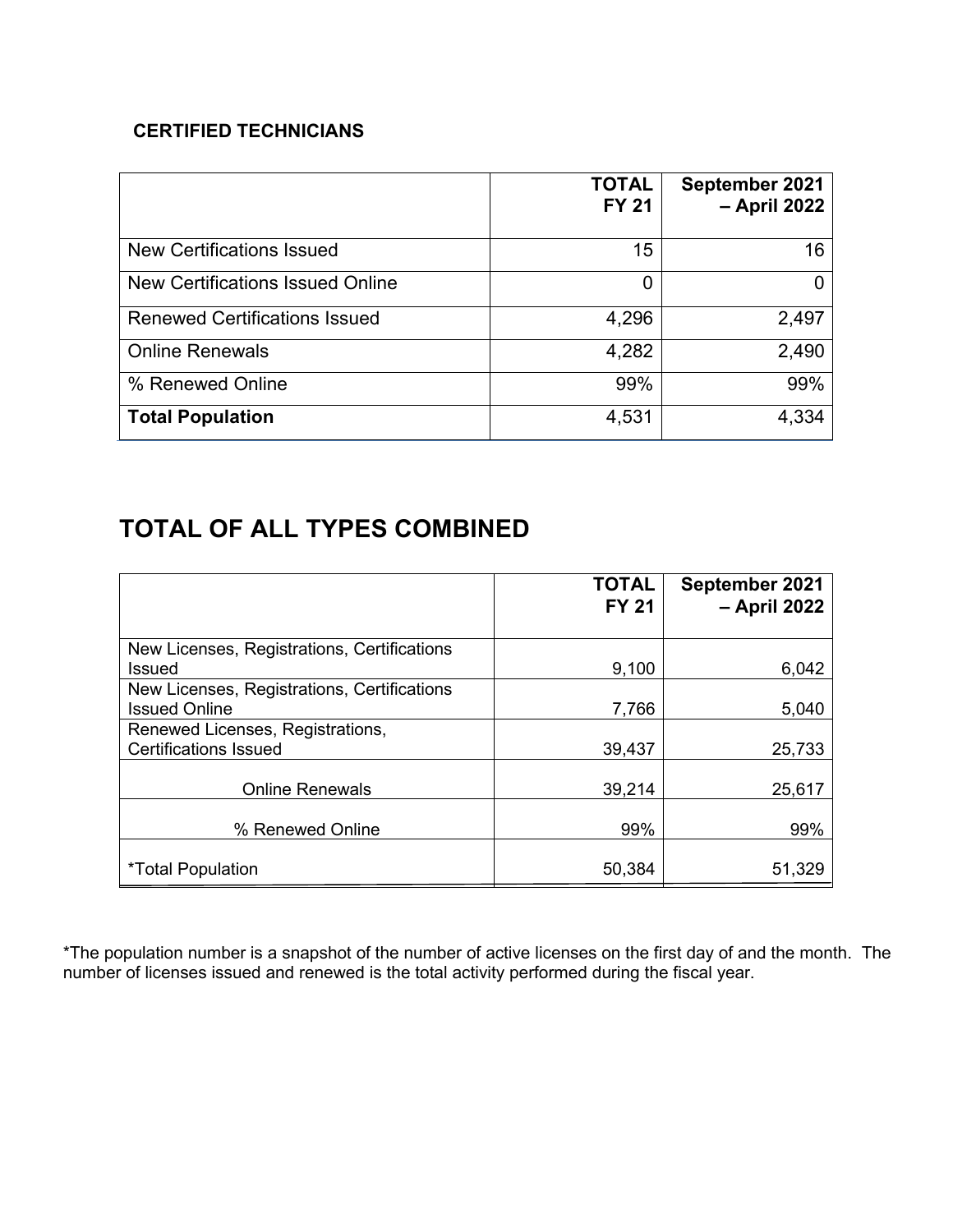**CERTIFIED TECHNICIANS**

| | **TOTAL FY 21** | **September 2021 – April 2022** |
|---|---|---|
| New Certifications Issued | 15 | 16 |
| New Certifications Issued Online | 0 | 0 |
| Renewed Certifications Issued | 4,296 | 2,497 |
| Online Renewals | 4,282 | 2,490 |
| % Renewed Online | 99% | 99% |
| **Total Population** | 4,531 | 4,334 |

# TOTAL OF ALL TYPES COMBINED

| | **TOTAL FY 21** | **September 2021 – April 2022** |
|---|---|---|
| New Licenses, Registrations, Certifications Issued | 9,100 | 6,042 |
| New Licenses, Registrations, Certifications Issued Online | 7,766 | 5,040 |
| Renewed Licenses, Registrations, Certifications Issued | 39,437 | 25,733 |
| Online Renewals | 39,214 | 25,617 |
| % Renewed Online | 99% | 99% |
| *Total Population | 50,384 | 51,329 |

*The population number is a snapshot of the number of active licenses on the first day of and the month. The number of licenses issued and renewed is the total activity performed during the fiscal year.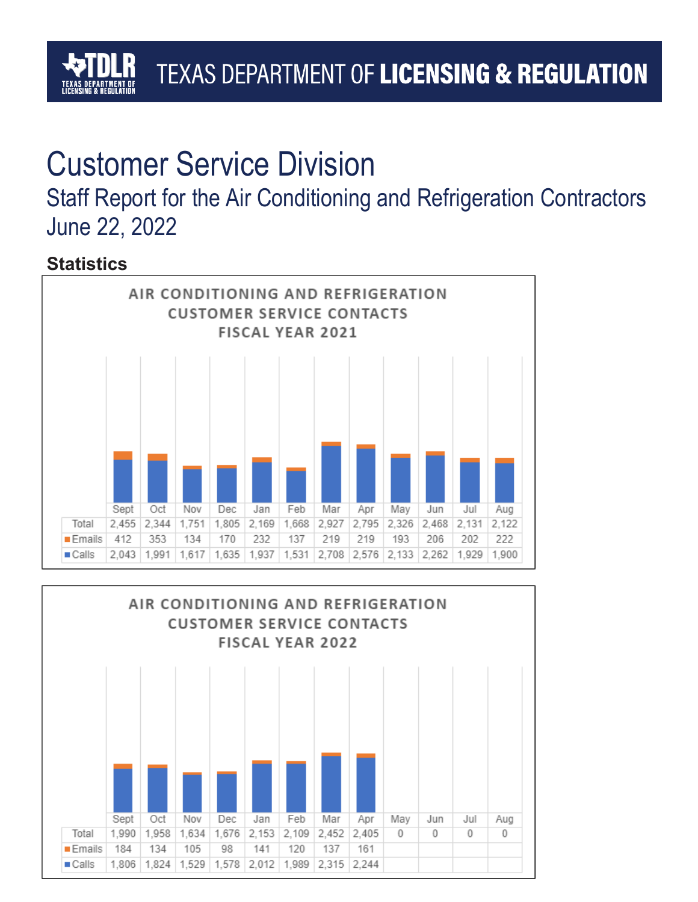# Customer Service Division

## Staff Report for the Air Conditioning and Refrigeration Contractors
## June 22, 2022

### Statistics

**AIR CONDITIONING AND REFRIGERATION CUSTOMER SERVICE CONTACTS FISCAL YEAR 2021**

| | Sept | Oct | Nov | Dec | Jan | Feb | Mar | Apr | May | Jun | Jul | Aug |
|---|---|---|---|---|---|---|---|---|---|---|---|---|
| Total | 2,455 | 2,344 | 1,751 | 1,805 | 2,169 | 1,668 | 2,927 | 2,795 | 2,326 | 2,468 | 2,131 | 2,122 |
| Emails | 412 | 353 | 134 | 170 | 232 | 137 | 219 | 219 | 193 | 206 | 202 | 222 |
| Calls | 2,043 | 1,991 | 1,617 | 1,635 | 1,937 | 1,531 | 2,708 | 2,576 | 2,133 | 2,262 | 1,929 | 1,900 |

**AIR CONDITIONING AND REFRIGERATION CUSTOMER SERVICE CONTACTS FISCAL YEAR 2022**

| | Sept | Oct | Nov | Dec | Jan | Feb | Mar | Apr | May | Jun | Jul | Aug |
|---|---|---|---|---|---|---|---|---|---|---|---|---|
| Total | 1,990 | 1,958 | 1,634 | 1,676 | 2,153 | 2,109 | 2,452 | 2,405 | 0 | 0 | 0 | 0 |
| Emails | 184 | 134 | 105 | 98 | 141 | 120 | 137 | 161 | | | | |
| Calls | 1,806 | 1,824 | 1,529 | 1,578 | 2,012 | 1,989 | 2,315 | 2,244 | | | | |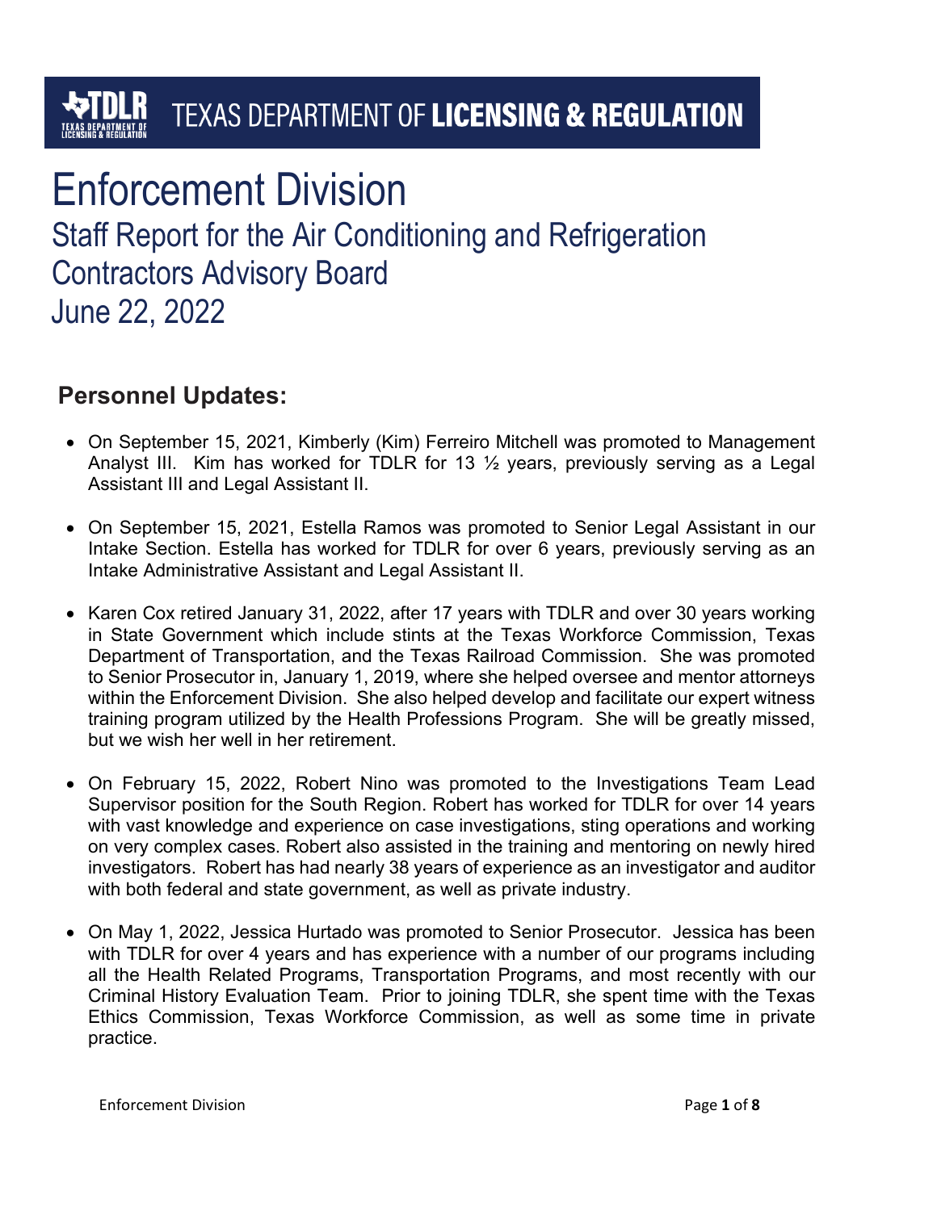TEXAS DEPARTMENT OF **LICENSING & REGULATION**

# Enforcement Division

## Staff Report for the Air Conditioning and Refrigeration Contractors Advisory Board
## June 22, 2022

### Personnel Updates:

- On September 15, 2021, Kimberly (Kim) Ferreiro Mitchell was promoted to Management Analyst III. Kim has worked for TDLR for 13 ½ years, previously serving as a Legal Assistant III and Legal Assistant II.

- On September 15, 2021, Estella Ramos was promoted to Senior Legal Assistant in our Intake Section. Estella has worked for TDLR for over 6 years, previously serving as an Intake Administrative Assistant and Legal Assistant II.

- Karen Cox retired January 31, 2022, after 17 years with TDLR and over 30 years working in State Government which include stints at the Texas Workforce Commission, Texas Department of Transportation, and the Texas Railroad Commission. She was promoted to Senior Prosecutor in, January 1, 2019, where she helped oversee and mentor attorneys within the Enforcement Division. She also helped develop and facilitate our expert witness training program utilized by the Health Professions Program. She will be greatly missed, but we wish her well in her retirement.

- On February 15, 2022, Robert Nino was promoted to the Investigations Team Lead Supervisor position for the South Region. Robert has worked for TDLR for over 14 years with vast knowledge and experience on case investigations, sting operations and working on very complex cases. Robert also assisted in the training and mentoring on newly hired investigators. Robert has had nearly 38 years of experience as an investigator and auditor with both federal and state government, as well as private industry.

- On May 1, 2022, Jessica Hurtado was promoted to Senior Prosecutor. Jessica has been with TDLR for over 4 years and has experience with a number of our programs including all the Health Related Programs, Transportation Programs, and most recently with our Criminal History Evaluation Team. Prior to joining TDLR, she spent time with the Texas Ethics Commission, Texas Workforce Commission, as well as some time in private practice.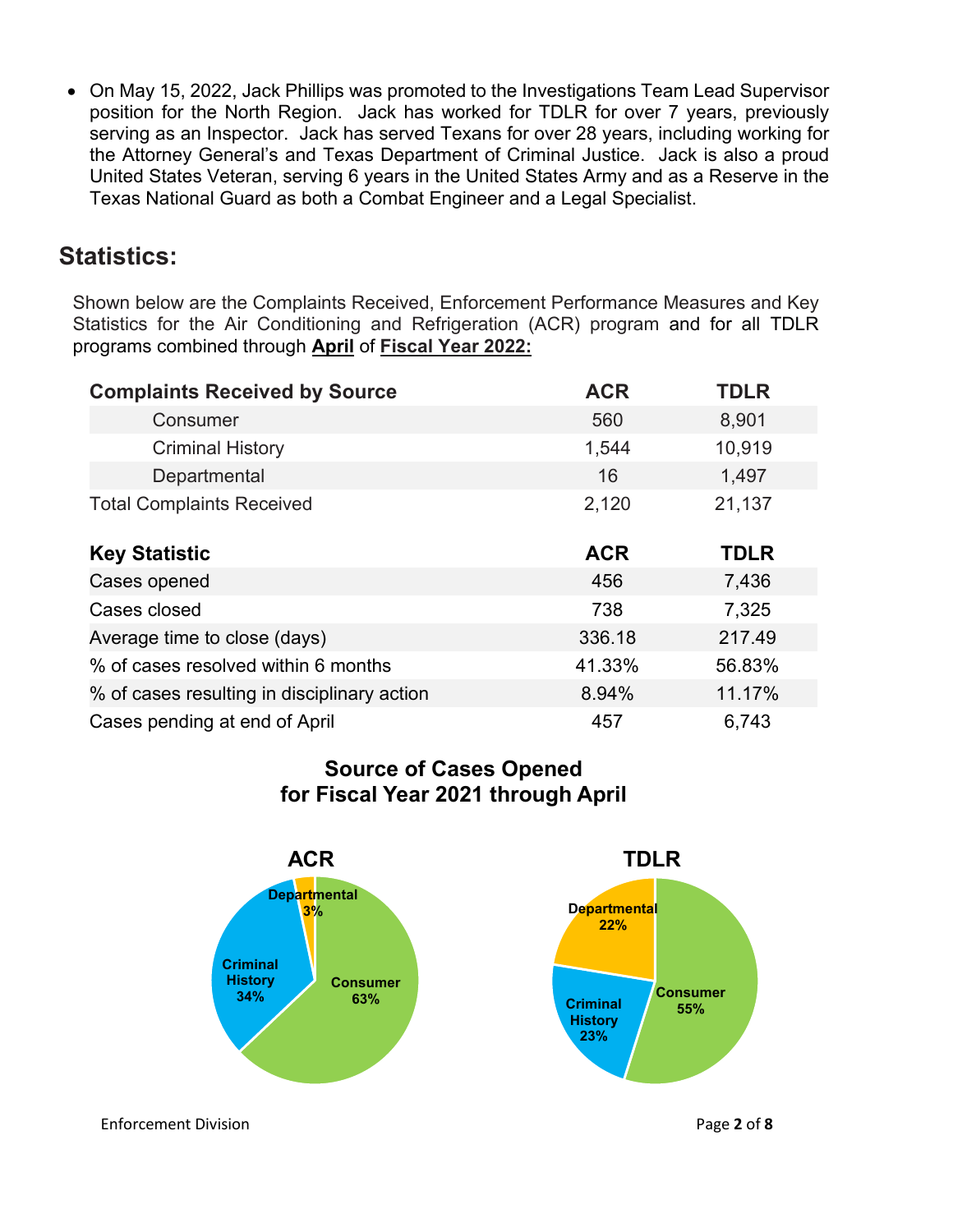- On May 15, 2022, Jack Phillips was promoted to the Investigations Team Lead Supervisor position for the North Region. Jack has worked for TDLR for over 7 years, previously serving as an Inspector. Jack has served Texans for over 28 years, including working for the Attorney General's and Texas Department of Criminal Justice. Jack is also a proud United States Veteran, serving 6 years in the United States Army and as a Reserve in the Texas National Guard as both a Combat Engineer and a Legal Specialist.

## Statistics:

Shown below are the Complaints Received, Enforcement Performance Measures and Key Statistics for the Air Conditioning and Refrigeration (ACR) program and for all TDLR programs combined through **April** of **Fiscal Year 2022:**

| Complaints Received by Source | ACR | TDLR |
|---|---|---|
| Consumer | 560 | 8,901 |
| Criminal History | 1,544 | 10,919 |
| Departmental | 16 | 1,497 |
| Total Complaints Received | 2,120 | 21,137 |

| Key Statistic | ACR | TDLR |
|---|---|---|
| Cases opened | 456 | 7,436 |
| Cases closed | 738 | 7,325 |
| Average time to close (days) | 336.18 | 217.49 |
| % of cases resolved within 6 months | 41.33% | 56.83% |
| % of cases resulting in disciplinary action | 8.94% | 11.17% |
| Cases pending at end of April | 457 | 6,743 |

### Source of Cases Opened for Fiscal Year 2021 through April

**ACR**

- Consumer 63%
- Criminal History 34%
- Departmental 3%

**TDLR**

- Consumer 55%
- Criminal History 23%
- Departmental 22%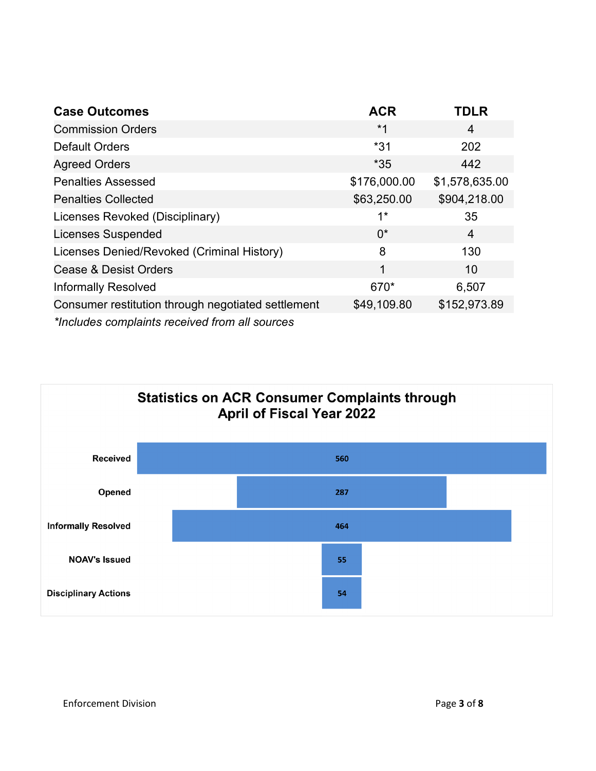| Case Outcomes | ACR | TDLR |
|---|---|---|
| Commission Orders | *1 | 4 |
| Default Orders | *31 | 202 |
| Agreed Orders | *35 | 442 |
| Penalties Assessed | $176,000.00 | $1,578,635.00 |
| Penalties Collected | $63,250.00 | $904,218.00 |
| Licenses Revoked (Disciplinary) | 1* | 35 |
| Licenses Suspended | 0* | 4 |
| Licenses Denied/Revoked (Criminal History) | 8 | 130 |
| Cease & Desist Orders | 1 | 10 |
| Informally Resolved | 670* | 6,507 |
| Consumer restitution through negotiated settlement | $49,109.80 | $152,973.89 |

*\*Includes complaints received from all sources*

## Statistics on ACR Consumer Complaints through April of Fiscal Year 2022

| Category | Count |
|---|---|
| Received | 560 |
| Opened | 287 |
| Informally Resolved | 464 |
| NOAV's Issued | 55 |
| Disciplinary Actions | 54 |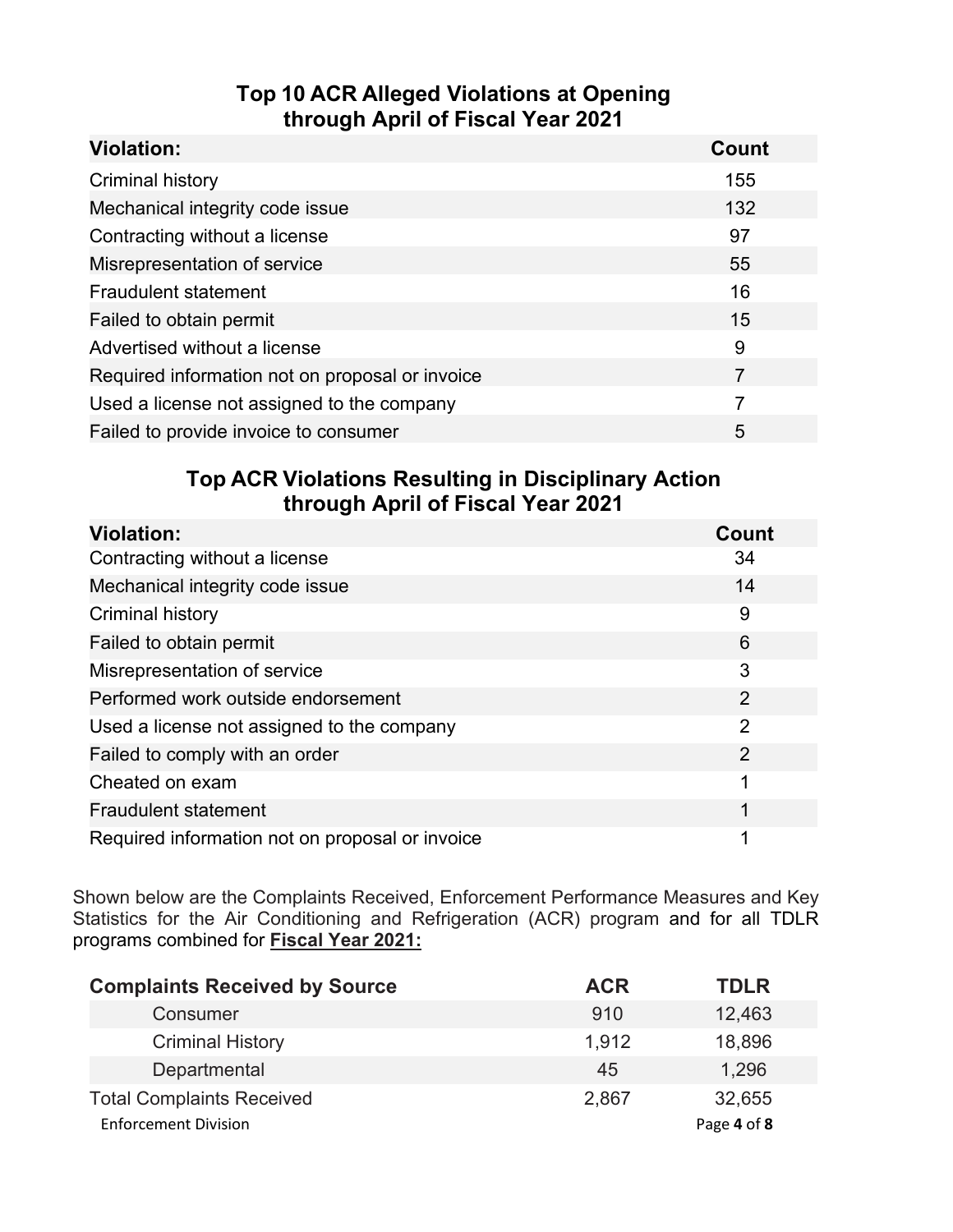## Top 10 ACR Alleged Violations at Opening through April of Fiscal Year 2021

| Violation: | Count |
| --- | --- |
| Criminal history | 155 |
| Mechanical integrity code issue | 132 |
| Contracting without a license | 97 |
| Misrepresentation of service | 55 |
| Fraudulent statement | 16 |
| Failed to obtain permit | 15 |
| Advertised without a license | 9 |
| Required information not on proposal or invoice | 7 |
| Used a license not assigned to the company | 7 |
| Failed to provide invoice to consumer | 5 |

## Top ACR Violations Resulting in Disciplinary Action through April of Fiscal Year 2021

| Violation: | Count |
| --- | --- |
| Contracting without a license | 34 |
| Mechanical integrity code issue | 14 |
| Criminal history | 9 |
| Failed to obtain permit | 6 |
| Misrepresentation of service | 3 |
| Performed work outside endorsement | 2 |
| Used a license not assigned to the company | 2 |
| Failed to comply with an order | 2 |
| Cheated on exam | 1 |
| Fraudulent statement | 1 |
| Required information not on proposal or invoice | 1 |

Shown below are the Complaints Received, Enforcement Performance Measures and Key Statistics for the Air Conditioning and Refrigeration (ACR) program and for all TDLR programs combined for **Fiscal Year 2021:**

| Complaints Received by Source | ACR | TDLR |
| --- | --- | --- |
| Consumer | 910 | 12,463 |
| Criminal History | 1,912 | 18,896 |
| Departmental | 45 | 1,296 |
| Total Complaints Received | 2,867 | 32,655 |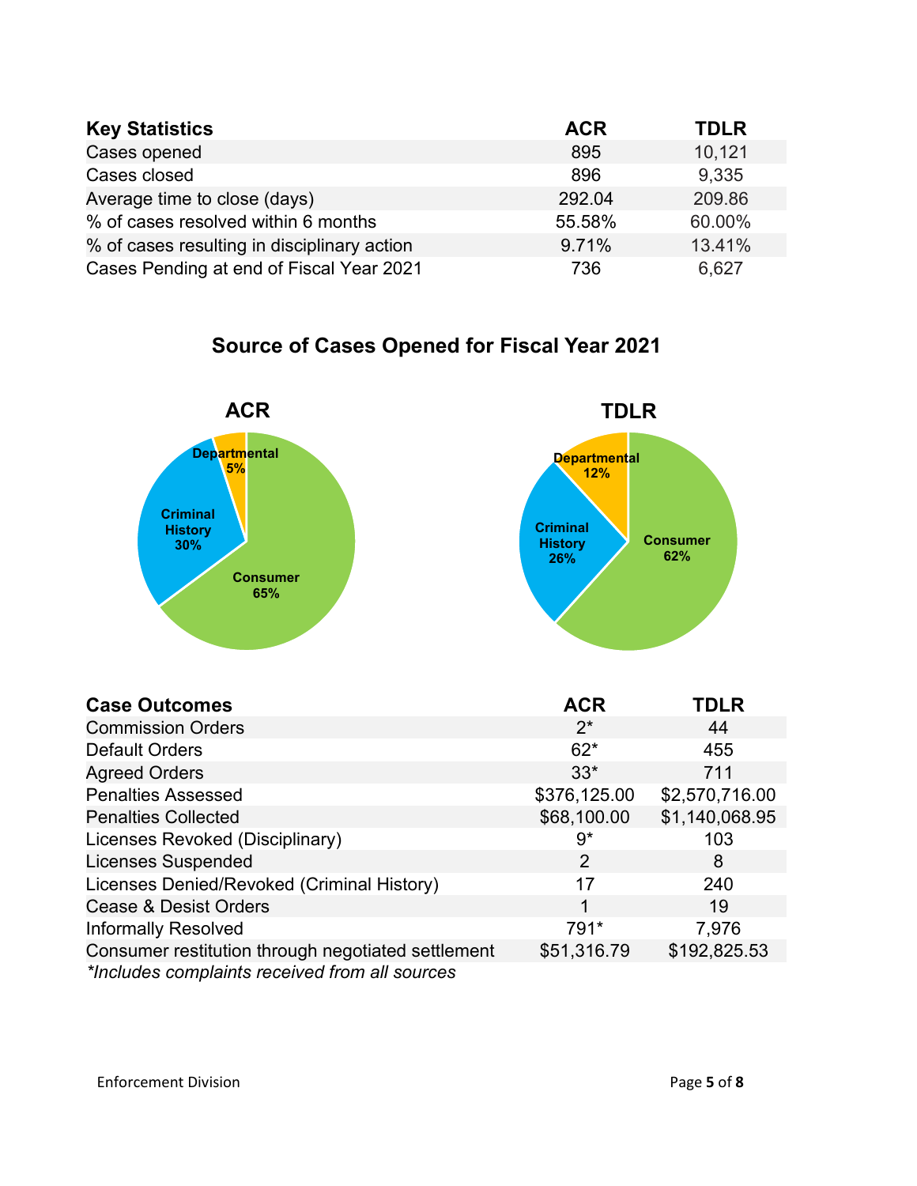| Key Statistics | ACR | TDLR |
|---|---|---|
| Cases opened | 895 | 10,121 |
| Cases closed | 896 | 9,335 |
| Average time to close (days) | 292.04 | 209.86 |
| % of cases resolved within 6 months | 55.58% | 60.00% |
| % of cases resulting in disciplinary action | 9.71% | 13.41% |
| Cases Pending at end of Fiscal Year 2021 | 736 | 6,627 |

## Source of Cases Opened for Fiscal Year 2021

**ACR**

- Consumer 65%
- Criminal History 30%
- Departmental 5%

**TDLR**

- Consumer 62%
- Criminal History 26%
- Departmental 12%

| Case Outcomes | ACR | TDLR |
|---|---|---|
| Commission Orders | 2* | 44 |
| Default Orders | 62* | 455 |
| Agreed Orders | 33* | 711 |
| Penalties Assessed | $376,125.00 | $2,570,716.00 |
| Penalties Collected | $68,100.00 | $1,140,068.95 |
| Licenses Revoked (Disciplinary) | 9* | 103 |
| Licenses Suspended | 2 | 8 |
| Licenses Denied/Revoked (Criminal History) | 17 | 240 |
| Cease & Desist Orders | 1 | 19 |
| Informally Resolved | 791* | 7,976 |
| Consumer restitution through negotiated settlement | $51,316.79 | $192,825.53 |

*\*Includes complaints received from all sources*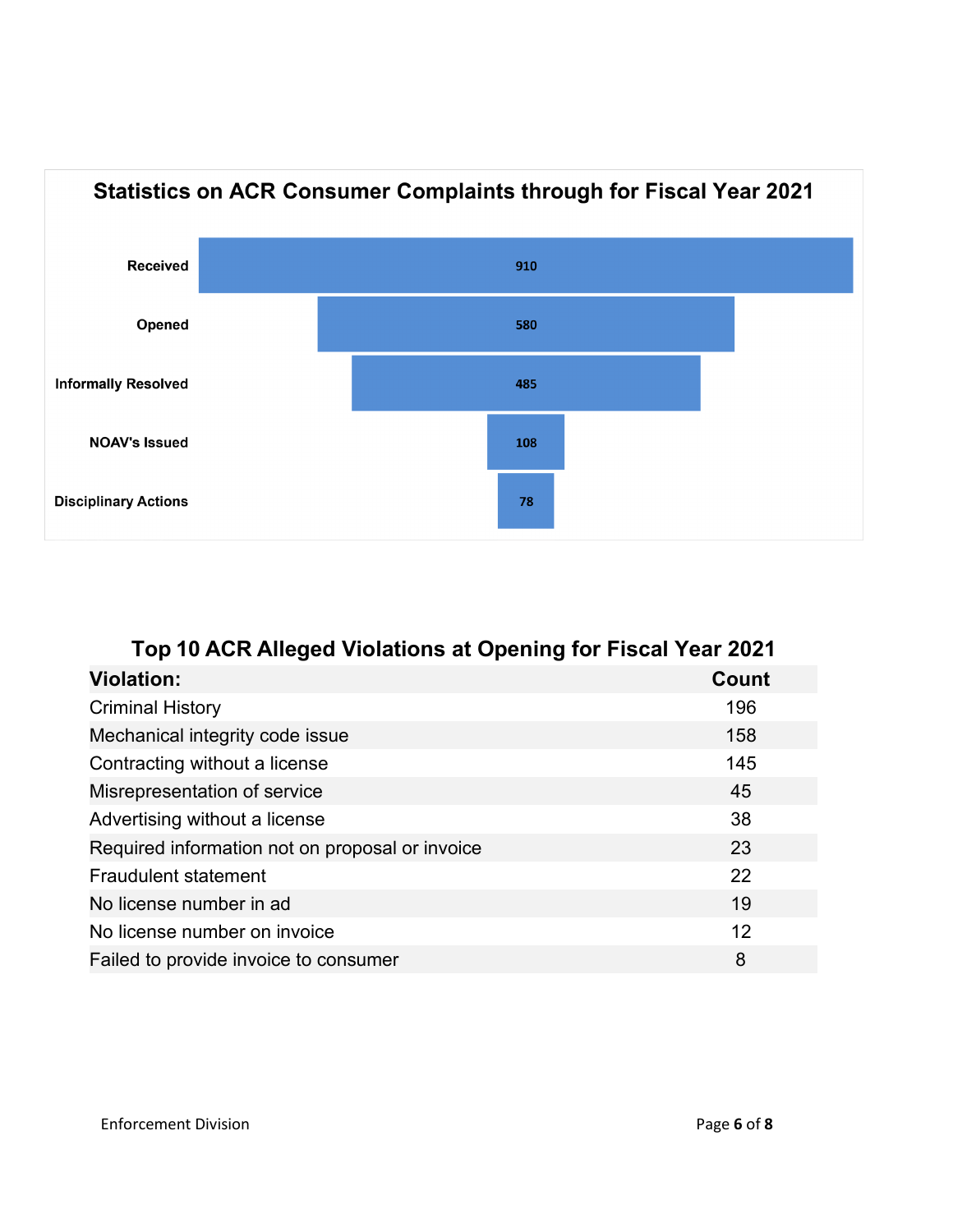## Statistics on ACR Consumer Complaints through for Fiscal Year 2021

| Stage | Count |
| --- | --- |
| Received | 910 |
| Opened | 580 |
| Informally Resolved | 485 |
| NOAV's Issued | 108 |
| Disciplinary Actions | 78 |

## Top 10 ACR Alleged Violations at Opening for Fiscal Year 2021

| Violation: | Count |
| --- | --- |
| Criminal History | 196 |
| Mechanical integrity code issue | 158 |
| Contracting without a license | 145 |
| Misrepresentation of service | 45 |
| Advertising without a license | 38 |
| Required information not on proposal or invoice | 23 |
| Fraudulent statement | 22 |
| No license number in ad | 19 |
| No license number on invoice | 12 |
| Failed to provide invoice to consumer | 8 |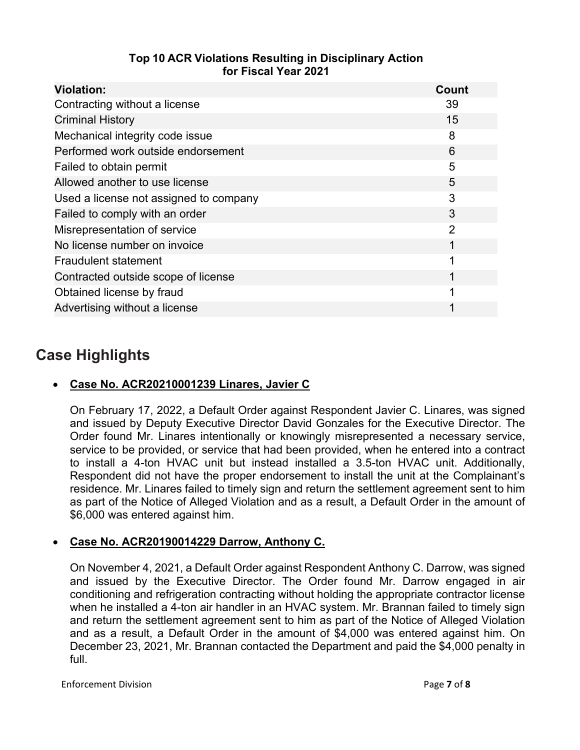**Top 10 ACR Violations Resulting in Disciplinary Action for Fiscal Year 2021**

| Violation: | Count |
| --- | --- |
| Contracting without a license | 39 |
| Criminal History | 15 |
| Mechanical integrity code issue | 8 |
| Performed work outside endorsement | 6 |
| Failed to obtain permit | 5 |
| Allowed another to use license | 5 |
| Used a license not assigned to company | 3 |
| Failed to comply with an order | 3 |
| Misrepresentation of service | 2 |
| No license number on invoice | 1 |
| Fraudulent statement | 1 |
| Contracted outside scope of license | 1 |
| Obtained license by fraud | 1 |
| Advertising without a license | 1 |

## Case Highlights

- **Case No. ACR20210001239 Linares, Javier C**

  On February 17, 2022, a Default Order against Respondent Javier C. Linares, was signed and issued by Deputy Executive Director David Gonzales for the Executive Director. The Order found Mr. Linares intentionally or knowingly misrepresented a necessary service, service to be provided, or service that had been provided, when he entered into a contract to install a 4-ton HVAC unit but instead installed a 3.5-ton HVAC unit. Additionally, Respondent did not have the proper endorsement to install the unit at the Complainant's residence. Mr. Linares failed to timely sign and return the settlement agreement sent to him as part of the Notice of Alleged Violation and as a result, a Default Order in the amount of $6,000 was entered against him.

- **Case No. ACR20190014229 Darrow, Anthony C.**

  On November 4, 2021, a Default Order against Respondent Anthony C. Darrow, was signed and issued by the Executive Director. The Order found Mr. Darrow engaged in air conditioning and refrigeration contracting without holding the appropriate contractor license when he installed a 4-ton air handler in an HVAC system. Mr. Brannan failed to timely sign and return the settlement agreement sent to him as part of the Notice of Alleged Violation and as a result, a Default Order in the amount of $4,000 was entered against him. On December 23, 2021, Mr. Brannan contacted the Department and paid the $4,000 penalty in full.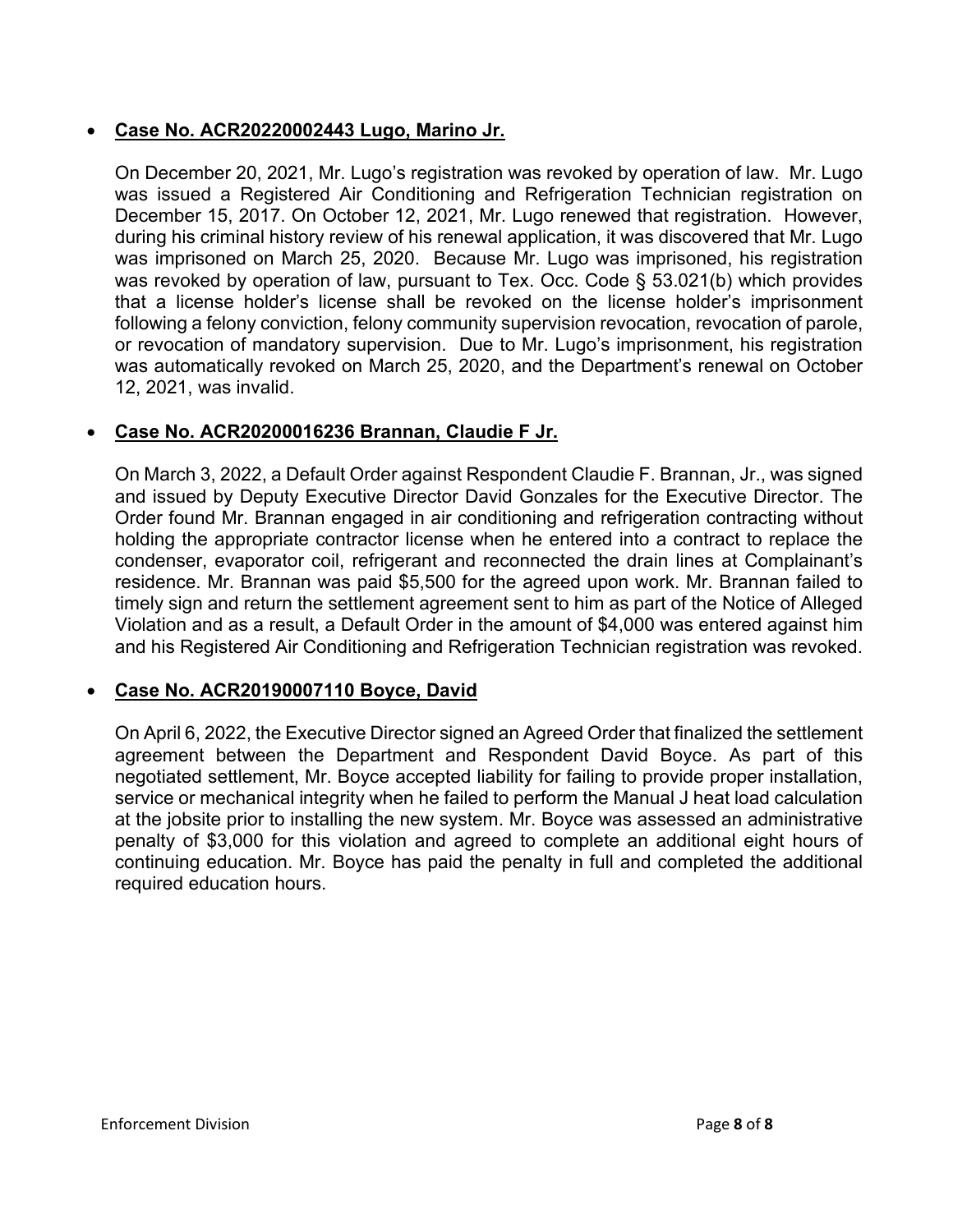- **Case No. ACR20220002443 Lugo, Marino Jr.**

  On December 20, 2021, Mr. Lugo's registration was revoked by operation of law. Mr. Lugo was issued a Registered Air Conditioning and Refrigeration Technician registration on December 15, 2017. On October 12, 2021, Mr. Lugo renewed that registration. However, during his criminal history review of his renewal application, it was discovered that Mr. Lugo was imprisoned on March 25, 2020. Because Mr. Lugo was imprisoned, his registration was revoked by operation of law, pursuant to Tex. Occ. Code § 53.021(b) which provides that a license holder's license shall be revoked on the license holder's imprisonment following a felony conviction, felony community supervision revocation, revocation of parole, or revocation of mandatory supervision. Due to Mr. Lugo's imprisonment, his registration was automatically revoked on March 25, 2020, and the Department's renewal on October 12, 2021, was invalid.

- **Case No. ACR20200016236 Brannan, Claudie F Jr.**

  On March 3, 2022, a Default Order against Respondent Claudie F. Brannan, Jr., was signed and issued by Deputy Executive Director David Gonzales for the Executive Director. The Order found Mr. Brannan engaged in air conditioning and refrigeration contracting without holding the appropriate contractor license when he entered into a contract to replace the condenser, evaporator coil, refrigerant and reconnected the drain lines at Complainant's residence. Mr. Brannan was paid $5,500 for the agreed upon work. Mr. Brannan failed to timely sign and return the settlement agreement sent to him as part of the Notice of Alleged Violation and as a result, a Default Order in the amount of $4,000 was entered against him and his Registered Air Conditioning and Refrigeration Technician registration was revoked.

- **Case No. ACR20190007110 Boyce, David**

  On April 6, 2022, the Executive Director signed an Agreed Order that finalized the settlement agreement between the Department and Respondent David Boyce. As part of this negotiated settlement, Mr. Boyce accepted liability for failing to provide proper installation, service or mechanical integrity when he failed to perform the Manual J heat load calculation at the jobsite prior to installing the new system. Mr. Boyce was assessed an administrative penalty of $3,000 for this violation and agreed to complete an additional eight hours of continuing education. Mr. Boyce has paid the penalty in full and completed the additional required education hours.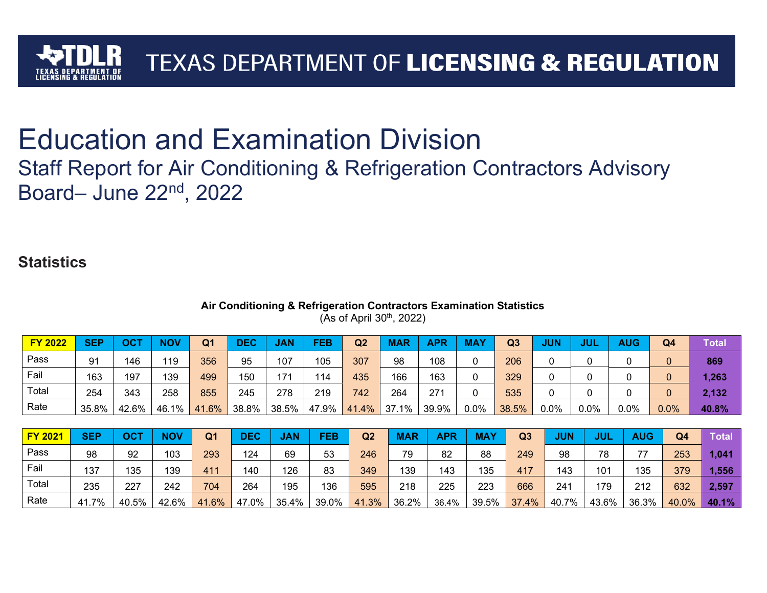# Education and Examination Division

## Staff Report for Air Conditioning & Refrigeration Contractors Advisory Board– June 22nd, 2022

### Statistics

**Air Conditioning & Refrigeration Contractors Examination Statistics**
(As of April 30th, 2022)

| FY 2022 | SEP | OCT | NOV | Q1 | DEC | JAN | FEB | Q2 | MAR | APR | MAY | Q3 | JUN | JUL | AUG | Q4 | Total |
|---|---|---|---|---|---|---|---|---|---|---|---|---|---|---|---|---|---|
| Pass | 91 | 146 | 119 | 356 | 95 | 107 | 105 | 307 | 98 | 108 | 0 | 206 | 0 | 0 | 0 | 0 | **869** |
| Fail | 163 | 197 | 139 | 499 | 150 | 171 | 114 | 435 | 166 | 163 | 0 | 329 | 0 | 0 | 0 | 0 | **1,263** |
| Total | 254 | 343 | 258 | 855 | 245 | 278 | 219 | 742 | 264 | 271 | 0 | 535 | 0 | 0 | 0 | 0 | **2,132** |
| Rate | 35.8% | 42.6% | 46.1% | 41.6% | 38.8% | 38.5% | 47.9% | 41.4% | 37.1% | 39.9% | 0.0% | 38.5% | 0.0% | 0.0% | 0.0% | 0.0% | **40.8%** |

| FY 2021 | SEP | OCT | NOV | Q1 | DEC | JAN | FEB | Q2 | MAR | APR | MAY | Q3 | JUN | JUL | AUG | Q4 | Total |
|---|---|---|---|---|---|---|---|---|---|---|---|---|---|---|---|---|---|
| Pass | 98 | 92 | 103 | 293 | 124 | 69 | 53 | 246 | 79 | 82 | 88 | 249 | 98 | 78 | 77 | 253 | **1,041** |
| Fail | 137 | 135 | 139 | 411 | 140 | 126 | 83 | 349 | 139 | 143 | 135 | 417 | 143 | 101 | 135 | 379 | **1,556** |
| Total | 235 | 227 | 242 | 704 | 264 | 195 | 136 | 595 | 218 | 225 | 223 | 666 | 241 | 179 | 212 | 632 | **2,597** |
| Rate | 41.7% | 40.5% | 42.6% | 41.6% | 47.0% | 35.4% | 39.0% | 41.3% | 36.2% | 36.4% | 39.5% | 37.4% | 40.7% | 43.6% | 36.3% | 40.0% | **40.1%** |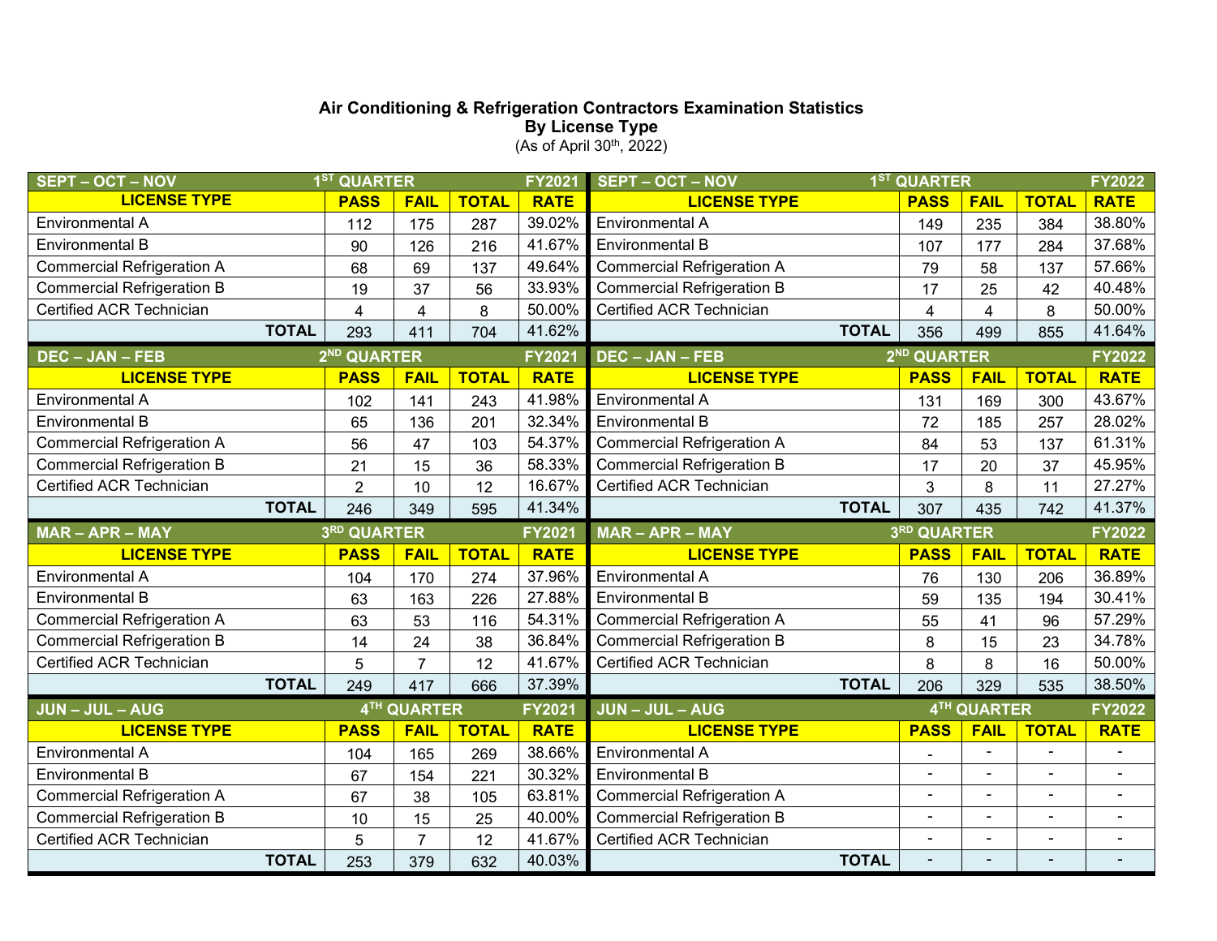**Air Conditioning & Refrigeration Contractors Examination Statistics**
**By License Type**
(As of April 30th, 2022)

| SEPT – OCT – NOV | 1ST QUARTER | | | FY2021 |
|---|---|---|---|---|
| **LICENSE TYPE** | **PASS** | **FAIL** | **TOTAL** | **RATE** |
| Environmental A | 112 | 175 | 287 | 39.02% |
| Environmental B | 90 | 126 | 216 | 41.67% |
| Commercial Refrigeration A | 68 | 69 | 137 | 49.64% |
| Commercial Refrigeration B | 19 | 37 | 56 | 33.93% |
| Certified ACR Technician | 4 | 4 | 8 | 50.00% |
| **TOTAL** | 293 | 411 | 704 | 41.62% |

| SEPT – OCT – NOV | 1ST QUARTER | | | FY2022 |
|---|---|---|---|---|
| **LICENSE TYPE** | **PASS** | **FAIL** | **TOTAL** | **RATE** |
| Environmental A | 149 | 235 | 384 | 38.80% |
| Environmental B | 107 | 177 | 284 | 37.68% |
| Commercial Refrigeration A | 79 | 58 | 137 | 57.66% |
| Commercial Refrigeration B | 17 | 25 | 42 | 40.48% |
| Certified ACR Technician | 4 | 4 | 8 | 50.00% |
| **TOTAL** | 356 | 499 | 855 | 41.64% |

| DEC – JAN – FEB | 2ND QUARTER | | | FY2021 |
|---|---|---|---|---|
| **LICENSE TYPE** | **PASS** | **FAIL** | **TOTAL** | **RATE** |
| Environmental A | 102 | 141 | 243 | 41.98% |
| Environmental B | 65 | 136 | 201 | 32.34% |
| Commercial Refrigeration A | 56 | 47 | 103 | 54.37% |
| Commercial Refrigeration B | 21 | 15 | 36 | 58.33% |
| Certified ACR Technician | 2 | 10 | 12 | 16.67% |
| **TOTAL** | 246 | 349 | 595 | 41.34% |

| DEC – JAN – FEB | 2ND QUARTER | | | FY2022 |
|---|---|---|---|---|
| **LICENSE TYPE** | **PASS** | **FAIL** | **TOTAL** | **RATE** |
| Environmental A | 131 | 169 | 300 | 43.67% |
| Environmental B | 72 | 185 | 257 | 28.02% |
| Commercial Refrigeration A | 84 | 53 | 137 | 61.31% |
| Commercial Refrigeration B | 17 | 20 | 37 | 45.95% |
| Certified ACR Technician | 3 | 8 | 11 | 27.27% |
| **TOTAL** | 307 | 435 | 742 | 41.37% |

| MAR – APR – MAY | 3RD QUARTER | | | FY2021 |
|---|---|---|---|---|
| **LICENSE TYPE** | **PASS** | **FAIL** | **TOTAL** | **RATE** |
| Environmental A | 104 | 170 | 274 | 37.96% |
| Environmental B | 63 | 163 | 226 | 27.88% |
| Commercial Refrigeration A | 63 | 53 | 116 | 54.31% |
| Commercial Refrigeration B | 14 | 24 | 38 | 36.84% |
| Certified ACR Technician | 5 | 7 | 12 | 41.67% |
| **TOTAL** | 249 | 417 | 666 | 37.39% |

| MAR – APR – MAY | 3RD QUARTER | | | FY2022 |
|---|---|---|---|---|
| **LICENSE TYPE** | **PASS** | **FAIL** | **TOTAL** | **RATE** |
| Environmental A | 76 | 130 | 206 | 36.89% |
| Environmental B | 59 | 135 | 194 | 30.41% |
| Commercial Refrigeration A | 55 | 41 | 96 | 57.29% |
| Commercial Refrigeration B | 8 | 15 | 23 | 34.78% |
| Certified ACR Technician | 8 | 8 | 16 | 50.00% |
| **TOTAL** | 206 | 329 | 535 | 38.50% |

| JUN – JUL – AUG | 4TH QUARTER | | | FY2021 |
|---|---|---|---|---|
| **LICENSE TYPE** | **PASS** | **FAIL** | **TOTAL** | **RATE** |
| Environmental A | 104 | 165 | 269 | 38.66% |
| Environmental B | 67 | 154 | 221 | 30.32% |
| Commercial Refrigeration A | 67 | 38 | 105 | 63.81% |
| Commercial Refrigeration B | 10 | 15 | 25 | 40.00% |
| Certified ACR Technician | 5 | 7 | 12 | 41.67% |
| **TOTAL** | 253 | 379 | 632 | 40.03% |

| JUN – JUL – AUG | 4TH QUARTER | | | FY2022 |
|---|---|---|---|---|
| **LICENSE TYPE** | **PASS** | **FAIL** | **TOTAL** | **RATE** |
| Environmental A | - | - | - | - |
| Environmental B | - | - | - | - |
| Commercial Refrigeration A | - | - | - | - |
| Commercial Refrigeration B | - | - | - | - |
| Certified ACR Technician | - | - | - | - |
| **TOTAL** | - | - | - | - |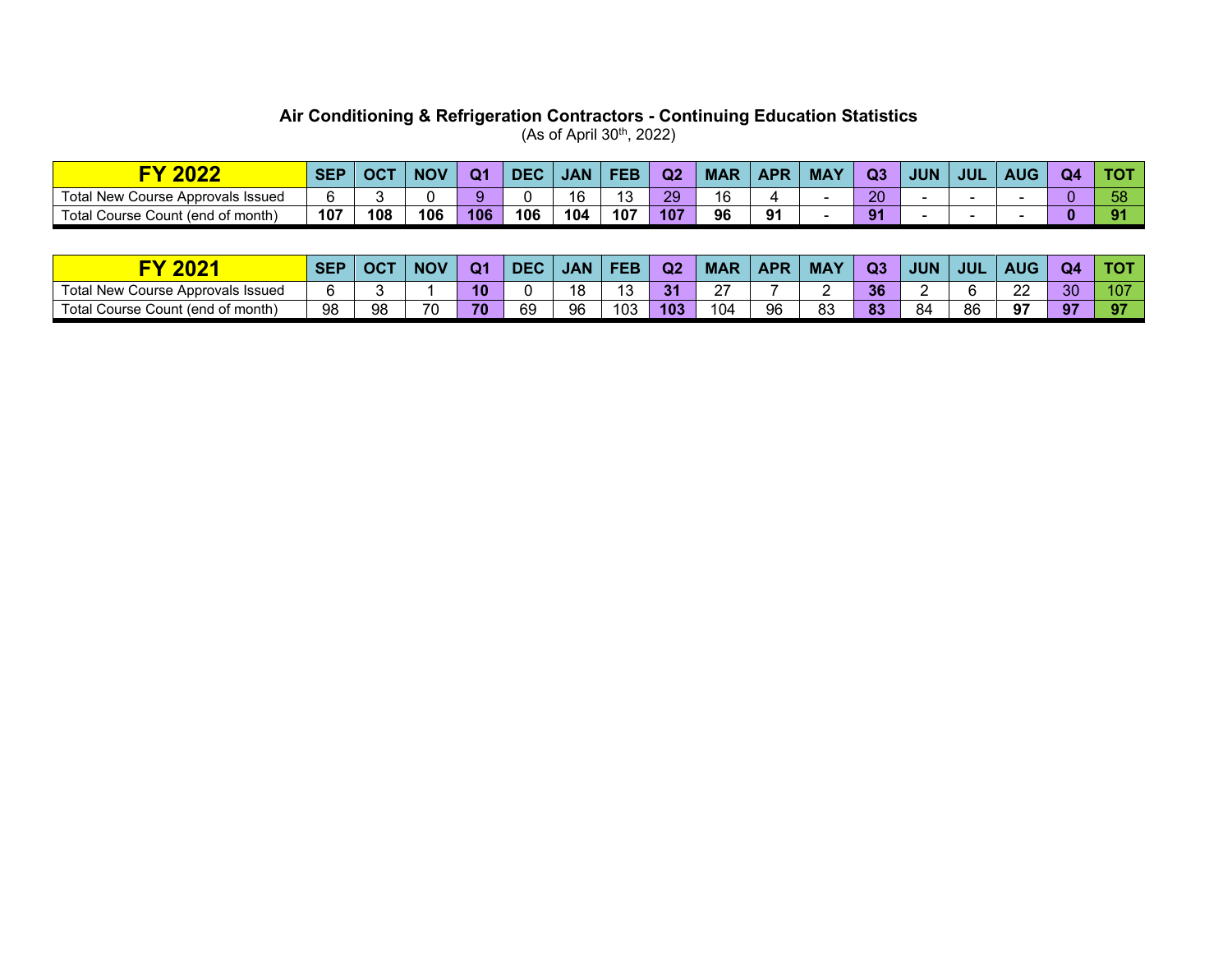# Air Conditioning & Refrigeration Contractors - Continuing Education Statistics

(As of April 30th, 2022)

| FY 2022 | SEP | OCT | NOV | Q1 | DEC | JAN | FEB | Q2 | MAR | APR | MAY | Q3 | JUN | JUL | AUG | Q4 | TOT |
|---|---|---|---|---|---|---|---|---|---|---|---|---|---|---|---|---|---|
| Total New Course Approvals Issued | 6 | 3 | 0 | 9 | 0 | 16 | 13 | 29 | 16 | 4 | - | 20 | - | - | - | 0 | 58 |
| Total Course Count (end of month) | **107** | **108** | **106** | **106** | **106** | **104** | **107** | **107** | **96** | **91** | - | **91** | - | - | - | **0** | **91** |

| FY 2021 | SEP | OCT | NOV | Q1 | DEC | JAN | FEB | Q2 | MAR | APR | MAY | Q3 | JUN | JUL | AUG | Q4 | TOT |
|---|---|---|---|---|---|---|---|---|---|---|---|---|---|---|---|---|---|
| Total New Course Approvals Issued | 6 | 3 | 1 | **10** | 0 | 18 | 13 | **31** | 27 | 7 | 2 | **36** | 2 | 6 | 22 | 30 | 107 |
| Total Course Count (end of month) | 98 | 98 | 70 | **70** | 69 | 96 | 103 | **103** | 104 | 96 | 83 | **83** | 84 | 86 | **97** | **97** | **97** |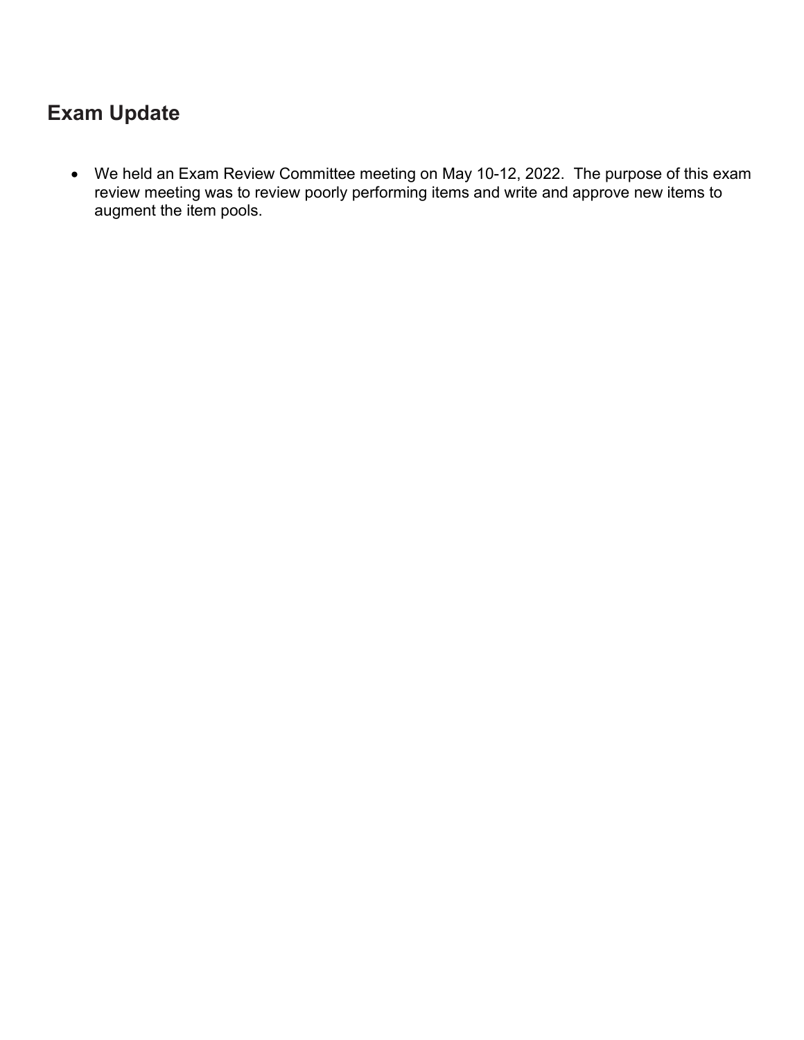## Exam Update

- We held an Exam Review Committee meeting on May 10-12, 2022. The purpose of this exam review meeting was to review poorly performing items and write and approve new items to augment the item pools.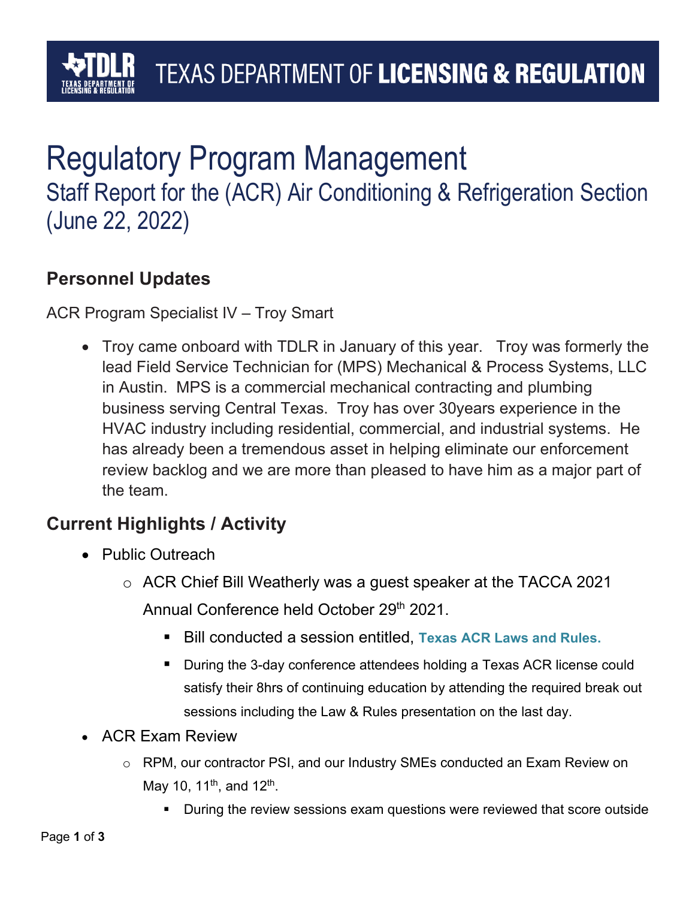TEXAS DEPARTMENT OF **LICENSING & REGULATION**

# Regulatory Program Management

## Staff Report for the (ACR) Air Conditioning & Refrigeration Section (June 22, 2022)

### Personnel Updates

ACR Program Specialist IV – Troy Smart

- Troy came onboard with TDLR in January of this year. Troy was formerly the lead Field Service Technician for (MPS) Mechanical & Process Systems, LLC in Austin. MPS is a commercial mechanical contracting and plumbing business serving Central Texas. Troy has over 30years experience in the HVAC industry including residential, commercial, and industrial systems. He has already been a tremendous asset in helping eliminate our enforcement review backlog and we are more than pleased to have him as a major part of the team.

### Current Highlights / Activity

- Public Outreach
  - ACR Chief Bill Weatherly was a guest speaker at the TACCA 2021 Annual Conference held October 29th 2021.
    - Bill conducted a session entitled, **Texas ACR Laws and Rules.**
    - During the 3-day conference attendees holding a Texas ACR license could satisfy their 8hrs of continuing education by attending the required break out sessions including the Law & Rules presentation on the last day.
- ACR Exam Review
  - RPM, our contractor PSI, and our Industry SMEs conducted an Exam Review on May 10, 11th, and 12th.
    - During the review sessions exam questions were reviewed that score outside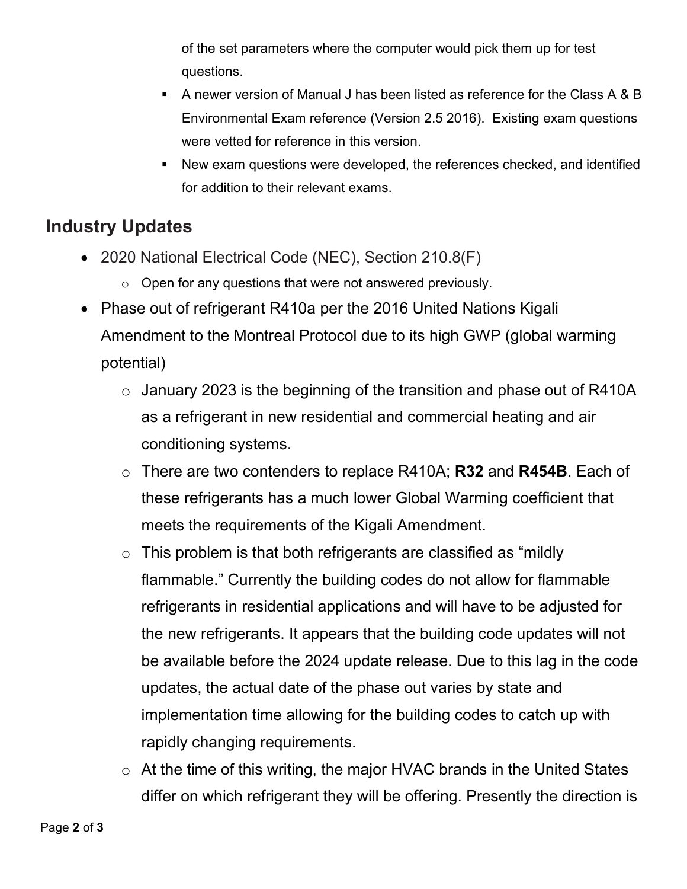of the set parameters where the computer would pick them up for test questions.

- A newer version of Manual J has been listed as reference for the Class A & B Environmental Exam reference (Version 2.5 2016). Existing exam questions were vetted for reference in this version.
- New exam questions were developed, the references checked, and identified for addition to their relevant exams.

## Industry Updates

- 2020 National Electrical Code (NEC), Section 210.8(F)
  - Open for any questions that were not answered previously.
- Phase out of refrigerant R410a per the 2016 United Nations Kigali Amendment to the Montreal Protocol due to its high GWP (global warming potential)
  - January 2023 is the beginning of the transition and phase out of R410A as a refrigerant in new residential and commercial heating and air conditioning systems.
  - There are two contenders to replace R410A; **R32** and **R454B**. Each of these refrigerants has a much lower Global Warming coefficient that meets the requirements of the Kigali Amendment.
  - This problem is that both refrigerants are classified as "mildly flammable." Currently the building codes do not allow for flammable refrigerants in residential applications and will have to be adjusted for the new refrigerants. It appears that the building code updates will not be available before the 2024 update release. Due to this lag in the code updates, the actual date of the phase out varies by state and implementation time allowing for the building codes to catch up with rapidly changing requirements.
  - At the time of this writing, the major HVAC brands in the United States differ on which refrigerant they will be offering. Presently the direction is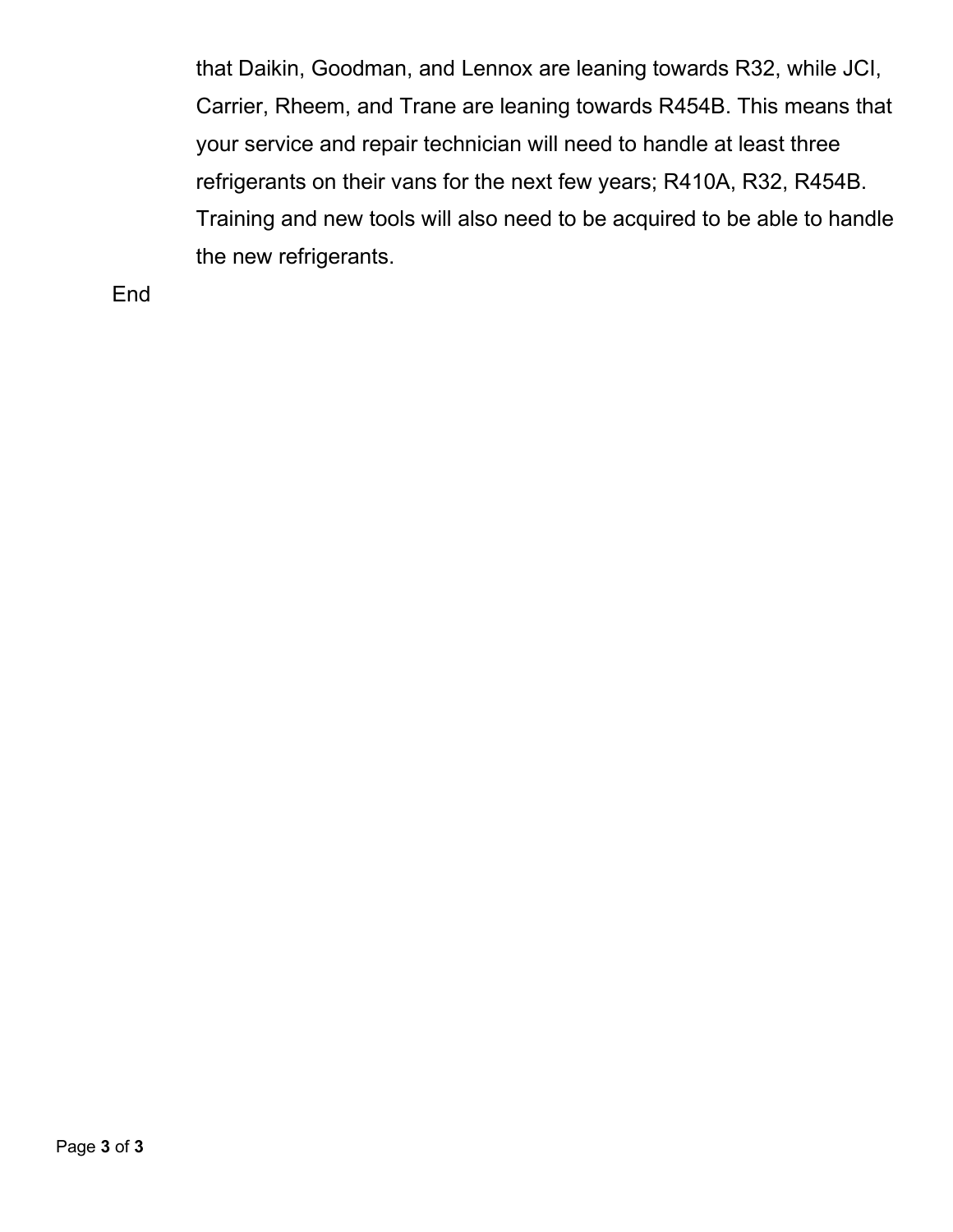that Daikin, Goodman, and Lennox are leaning towards R32, while JCI, Carrier, Rheem, and Trane are leaning towards R454B. This means that your service and repair technician will need to handle at least three refrigerants on their vans for the next few years; R410A, R32, R454B. Training and new tools will also need to be acquired to be able to handle the new refrigerants.

End